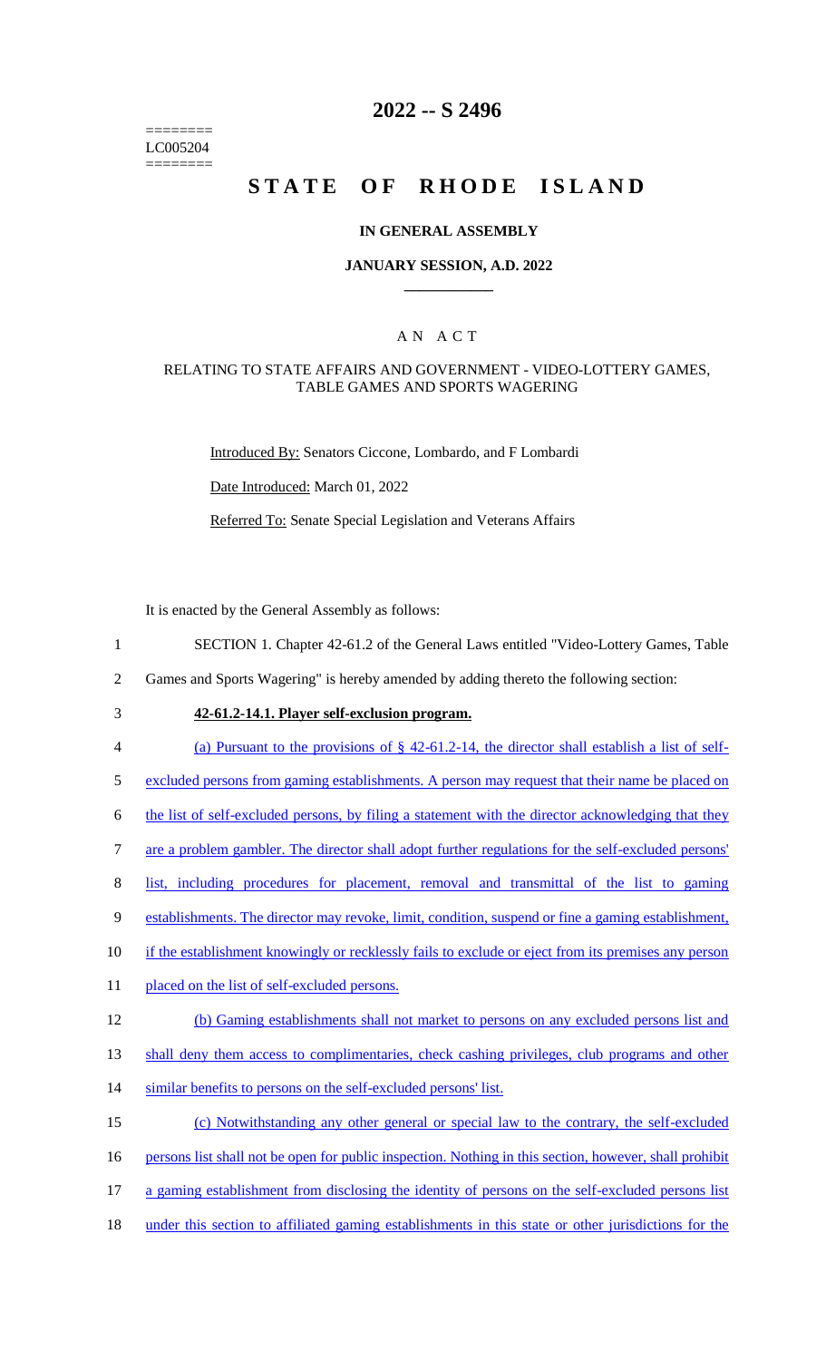========
LC005204
========

# 2022 -- S 2496

# STATE OF RHODE ISLAND

## IN GENERAL ASSEMBLY

### JANUARY SESSION, A.D. 2022

---

### A N A C T

#### RELATING TO STATE AFFAIRS AND GOVERNMENT - VIDEO-LOTTERY GAMES, TABLE GAMES AND SPORTS WAGERING

Introduced By: Senators Ciccone, Lombardo, and F Lombardi

Date Introduced: March 01, 2022

Referred To: Senate Special Legislation and Veterans Affairs

It is enacted by the General Assembly as follows:

1 SECTION 1. Chapter 42-61.2 of the General Laws entitled "Video-Lottery Games, Table
2 Games and Sports Wagering" is hereby amended by adding thereto the following section:

3 **42-61.2-14.1. Player self-exclusion program.**

4 (a) Pursuant to the provisions of § 42-61.2-14, the director shall establish a list of self-
5 excluded persons from gaming establishments. A person may request that their name be placed on
6 the list of self-excluded persons, by filing a statement with the director acknowledging that they
7 are a problem gambler. The director shall adopt further regulations for the self-excluded persons'
8 list, including procedures for placement, removal and transmittal of the list to gaming
9 establishments. The director may revoke, limit, condition, suspend or fine a gaming establishment,
10 if the establishment knowingly or recklessly fails to exclude or eject from its premises any person
11 placed on the list of self-excluded persons.

12 (b) Gaming establishments shall not market to persons on any excluded persons list and
13 shall deny them access to complimentaries, check cashing privileges, club programs and other
14 similar benefits to persons on the self-excluded persons' list.

15 (c) Notwithstanding any other general or special law to the contrary, the self-excluded
16 persons list shall not be open for public inspection. Nothing in this section, however, shall prohibit
17 a gaming establishment from disclosing the identity of persons on the self-excluded persons list
18 under this section to affiliated gaming establishments in this state or other jurisdictions for the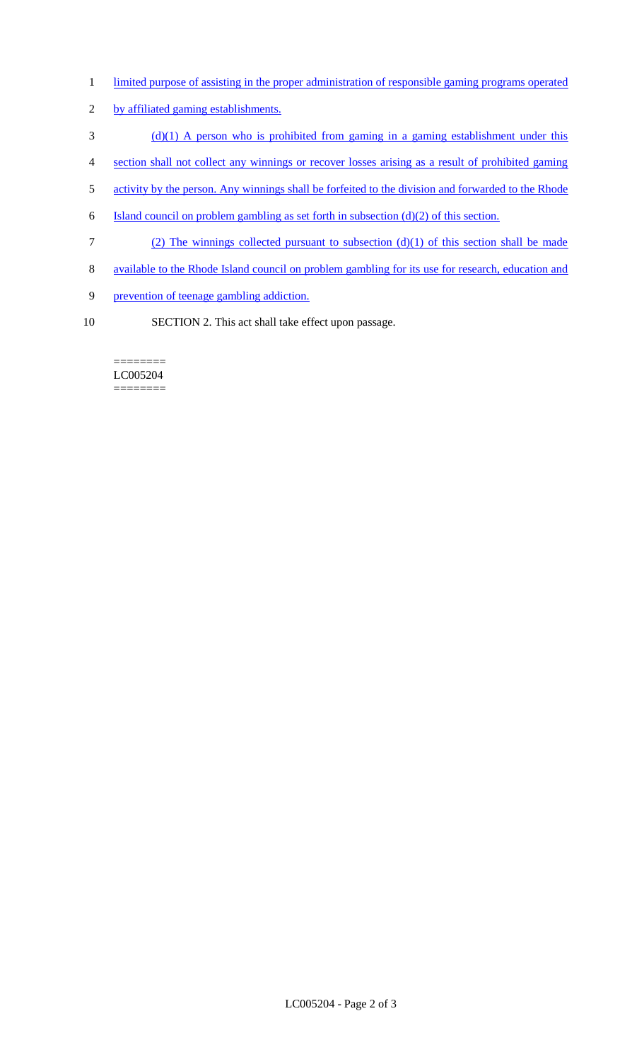limited purpose of assisting in the proper administration of responsible gaming programs operated by affiliated gaming establishments.

(d)(1) A person who is prohibited from gaming in a gaming establishment under this section shall not collect any winnings or recover losses arising as a result of prohibited gaming activity by the person. Any winnings shall be forfeited to the division and forwarded to the Rhode Island council on problem gambling as set forth in subsection (d)(2) of this section.

(2) The winnings collected pursuant to subsection (d)(1) of this section shall be made available to the Rhode Island council on problem gambling for its use for research, education and prevention of teenage gambling addiction.

SECTION 2. This act shall take effect upon passage.

========
LC005204
========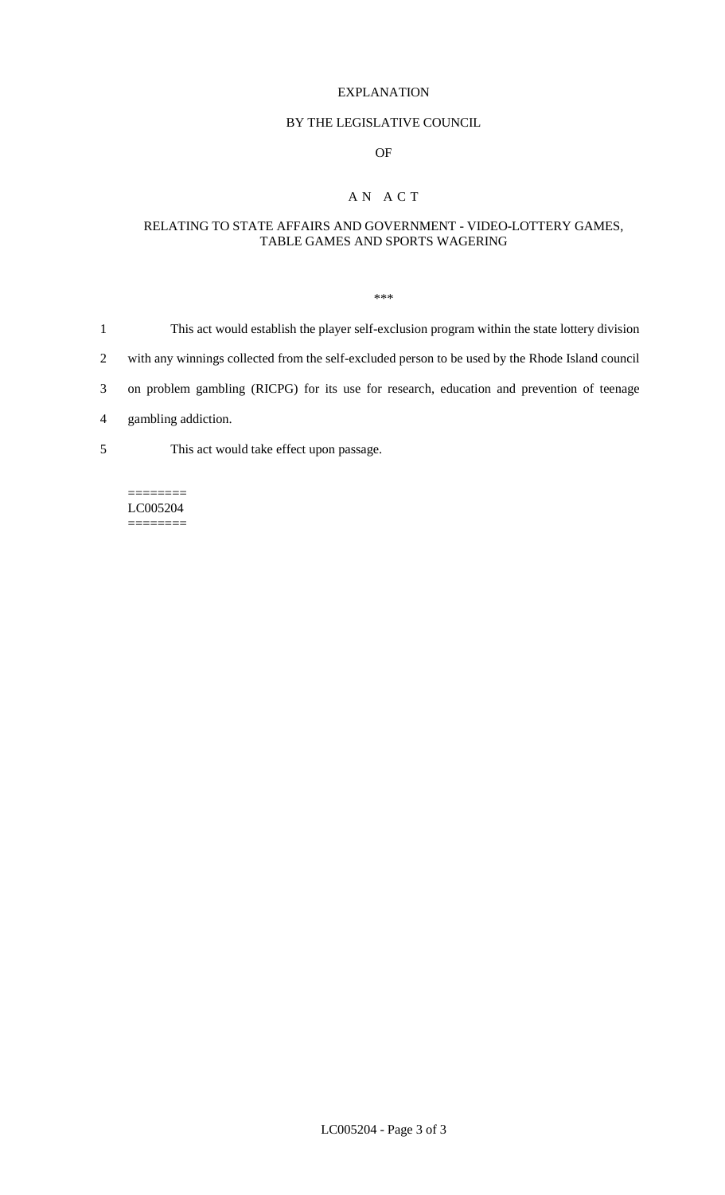EXPLANATION

BY THE LEGISLATIVE COUNCIL

OF

# A N A C T

RELATING TO STATE AFFAIRS AND GOVERNMENT - VIDEO-LOTTERY GAMES, TABLE GAMES AND SPORTS WAGERING

\*\*\*

1 This act would establish the player self-exclusion program within the state lottery division
2 with any winnings collected from the self-excluded person to be used by the Rhode Island council
3 on problem gambling (RICPG) for its use for research, education and prevention of teenage
4 gambling addiction.
5 This act would take effect upon passage.

========
LC005204
========